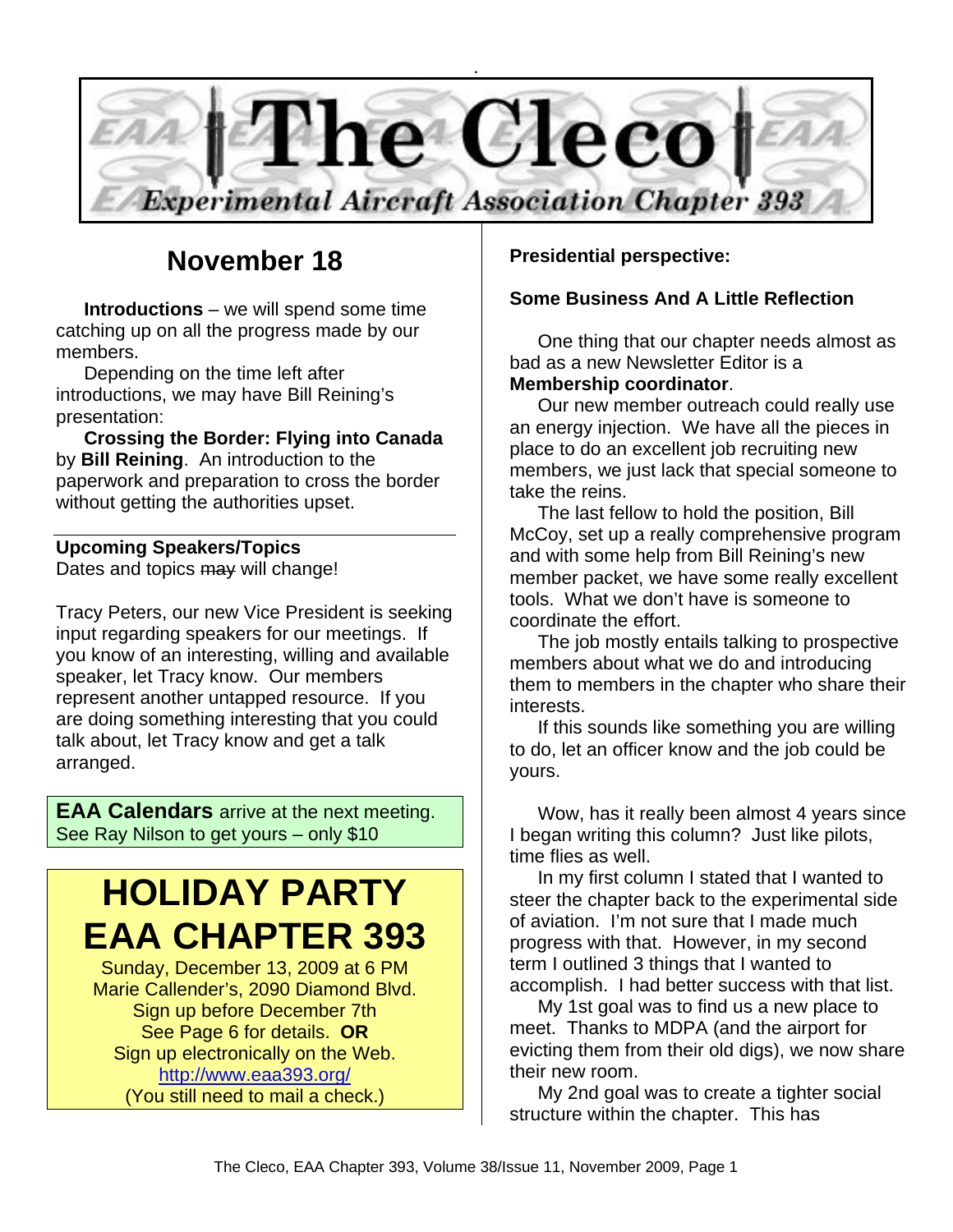# The Cleco

*Experimental Aircraft Association Chapter 393*

## November 18

**Introductions** – we will spend some time catching up on all the progress made by our members.

Depending on the time left after introductions, we may have Bill Reining's presentation:

**Crossing the Border: Flying into Canada** by **Bill Reining**. An introduction to the paperwork and preparation to cross the border without getting the authorities upset.

---

**Upcoming Speakers/Topics**

Dates and topics ~~may~~ will change!

Tracy Peters, our new Vice President is seeking input regarding speakers for our meetings. If you know of an interesting, willing and available speaker, let Tracy know. Our members represent another untapped resource. If you are doing something interesting that you could talk about, let Tracy know and get a talk arranged.

**EAA Calendars** arrive at the next meeting. See Ray Nilson to get yours – only $10

# HOLIDAY PARTY EAA CHAPTER 393

Sunday, December 13, 2009 at 6 PM
Marie Callender's, 2090 Diamond Blvd.
Sign up before December 7th
See Page 6 for details. **OR**
Sign up electronically on the Web.
http://www.eaa393.org/
(You still need to mail a check.)

**Presidential perspective:**

**Some Business And A Little Reflection**

One thing that our chapter needs almost as bad as a new Newsletter Editor is a **Membership coordinator**.

Our new member outreach could really use an energy injection. We have all the pieces in place to do an excellent job recruiting new members, we just lack that special someone to take the reins.

The last fellow to hold the position, Bill McCoy, set up a really comprehensive program and with some help from Bill Reining's new member packet, we have some really excellent tools. What we don't have is someone to coordinate the effort.

The job mostly entails talking to prospective members about what we do and introducing them to members in the chapter who share their interests.

If this sounds like something you are willing to do, let an officer know and the job could be yours.

Wow, has it really been almost 4 years since I began writing this column? Just like pilots, time flies as well.

In my first column I stated that I wanted to steer the chapter back to the experimental side of aviation. I'm not sure that I made much progress with that. However, in my second term I outlined 3 things that I wanted to accomplish. I had better success with that list.

My 1st goal was to find us a new place to meet. Thanks to MDPA (and the airport for evicting them from their old digs), we now share their new room.

My 2nd goal was to create a tighter social structure within the chapter. This has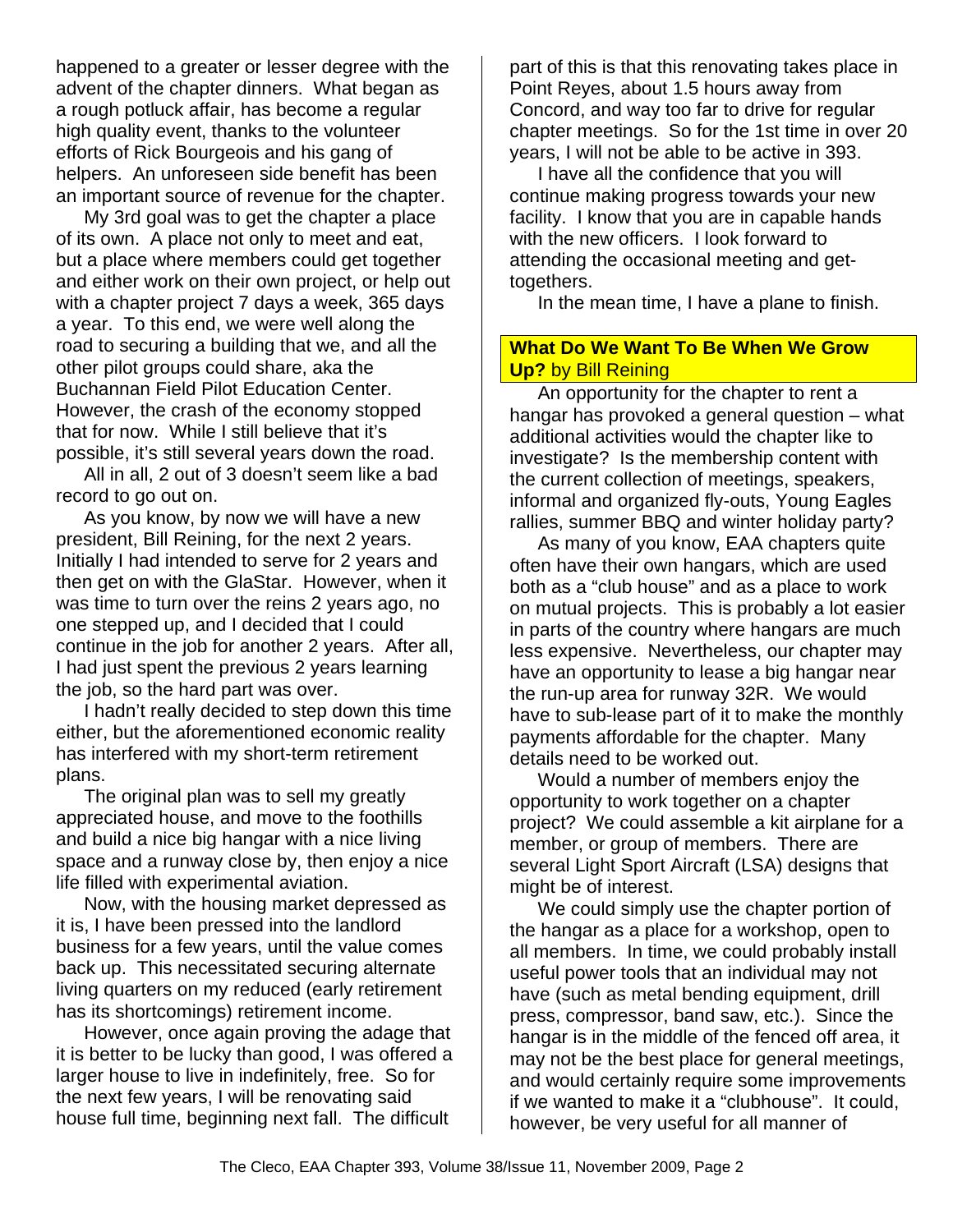happened to a greater or lesser degree with the advent of the chapter dinners. What began as a rough potluck affair, has become a regular high quality event, thanks to the volunteer efforts of Rick Bourgeois and his gang of helpers. An unforeseen side benefit has been an important source of revenue for the chapter.

My 3rd goal was to get the chapter a place of its own. A place not only to meet and eat, but a place where members could get together and either work on their own project, or help out with a chapter project 7 days a week, 365 days a year. To this end, we were well along the road to securing a building that we, and all the other pilot groups could share, aka the Buchannan Field Pilot Education Center. However, the crash of the economy stopped that for now. While I still believe that it's possible, it's still several years down the road.

All in all, 2 out of 3 doesn't seem like a bad record to go out on.

As you know, by now we will have a new president, Bill Reining, for the next 2 years. Initially I had intended to serve for 2 years and then get on with the GlaStar. However, when it was time to turn over the reins 2 years ago, no one stepped up, and I decided that I could continue in the job for another 2 years. After all, I had just spent the previous 2 years learning the job, so the hard part was over.

I hadn't really decided to step down this time either, but the aforementioned economic reality has interfered with my short-term retirement plans.

The original plan was to sell my greatly appreciated house, and move to the foothills and build a nice big hangar with a nice living space and a runway close by, then enjoy a nice life filled with experimental aviation.

Now, with the housing market depressed as it is, I have been pressed into the landlord business for a few years, until the value comes back up. This necessitated securing alternate living quarters on my reduced (early retirement has its shortcomings) retirement income.

However, once again proving the adage that it is better to be lucky than good, I was offered a larger house to live in indefinitely, free. So for the next few years, I will be renovating said house full time, beginning next fall. The difficult part of this is that this renovating takes place in Point Reyes, about 1.5 hours away from Concord, and way too far to drive for regular chapter meetings. So for the 1st time in over 20 years, I will not be able to be active in 393.

I have all the confidence that you will continue making progress towards your new facility. I know that you are in capable hands with the new officers. I look forward to attending the occasional meeting and get-togethers.

In the mean time, I have a plane to finish.

## **What Do We Want To Be When We Grow Up?** by Bill Reining

An opportunity for the chapter to rent a hangar has provoked a general question – what additional activities would the chapter like to investigate? Is the membership content with the current collection of meetings, speakers, informal and organized fly-outs, Young Eagles rallies, summer BBQ and winter holiday party?

As many of you know, EAA chapters quite often have their own hangars, which are used both as a "club house" and as a place to work on mutual projects. This is probably a lot easier in parts of the country where hangars are much less expensive. Nevertheless, our chapter may have an opportunity to lease a big hangar near the run-up area for runway 32R. We would have to sub-lease part of it to make the monthly payments affordable for the chapter. Many details need to be worked out.

Would a number of members enjoy the opportunity to work together on a chapter project? We could assemble a kit airplane for a member, or group of members. There are several Light Sport Aircraft (LSA) designs that might be of interest.

We could simply use the chapter portion of the hangar as a place for a workshop, open to all members. In time, we could probably install useful power tools that an individual may not have (such as metal bending equipment, drill press, compressor, band saw, etc.). Since the hangar is in the middle of the fenced off area, it may not be the best place for general meetings, and would certainly require some improvements if we wanted to make it a "clubhouse". It could, however, be very useful for all manner of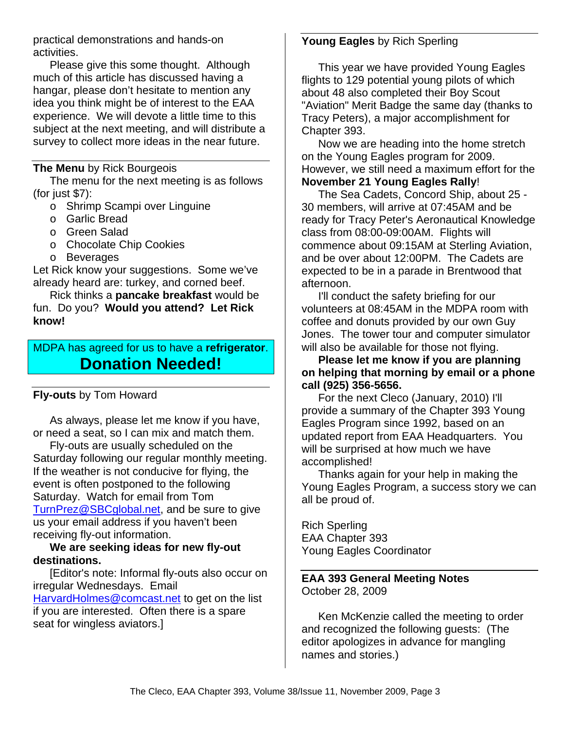practical demonstrations and hands-on activities.

Please give this some thought. Although much of this article has discussed having a hangar, please don't hesitate to mention any idea you think might be of interest to the EAA experience. We will devote a little time to this subject at the next meeting, and will distribute a survey to collect more ideas in the near future.

---

**The Menu** by Rick Bourgeois

The menu for the next meeting is as follows (for just $7):

- Shrimp Scampi over Linguine
- Garlic Bread
- Green Salad
- Chocolate Chip Cookies
- Beverages

Let Rick know your suggestions. Some we've already heard are: turkey, and corned beef.

Rick thinks a **pancake breakfast** would be fun. Do you? **Would you attend? Let Rick know!**

MDPA has agreed for us to have a **refrigerator**.

**Donation Needed!**

---

**Fly-outs** by Tom Howard

As always, please let me know if you have, or need a seat, so I can mix and match them.

Fly-outs are usually scheduled on the Saturday following our regular monthly meeting. If the weather is not conducive for flying, the event is often postponed to the following Saturday. Watch for email from Tom TurnPrez@SBCglobal.net, and be sure to give us your email address if you haven't been receiving fly-out information.

**We are seeking ideas for new fly-out destinations.**

[Editor's note: Informal fly-outs also occur on irregular Wednesdays. Email HarvardHolmes@comcast.net to get on the list if you are interested. Often there is a spare seat for wingless aviators.]

---

**Young Eagles** by Rich Sperling

This year we have provided Young Eagles flights to 129 potential young pilots of which about 48 also completed their Boy Scout "Aviation" Merit Badge the same day (thanks to Tracy Peters), a major accomplishment for Chapter 393.

Now we are heading into the home stretch on the Young Eagles program for 2009. However, we still need a maximum effort for the **November 21 Young Eagles Rally**!

The Sea Cadets, Concord Ship, about 25 - 30 members, will arrive at 07:45AM and be ready for Tracy Peter's Aeronautical Knowledge class from 08:00-09:00AM. Flights will commence about 09:15AM at Sterling Aviation, and be over about 12:00PM. The Cadets are expected to be in a parade in Brentwood that afternoon.

I'll conduct the safety briefing for our volunteers at 08:45AM in the MDPA room with coffee and donuts provided by our own Guy Jones. The tower tour and computer simulator will also be available for those not flying.

**Please let me know if you are planning on helping that morning by email or a phone call (925) 356-5656.**

For the next Cleco (January, 2010) I'll provide a summary of the Chapter 393 Young Eagles Program since 1992, based on an updated report from EAA Headquarters. You will be surprised at how much we have accomplished!

Thanks again for your help in making the Young Eagles Program, a success story we can all be proud of.

Rich Sperling
EAA Chapter 393
Young Eagles Coordinator

---

**EAA 393 General Meeting Notes**
October 28, 2009

Ken McKenzie called the meeting to order and recognized the following guests: (The editor apologizes in advance for mangling names and stories.)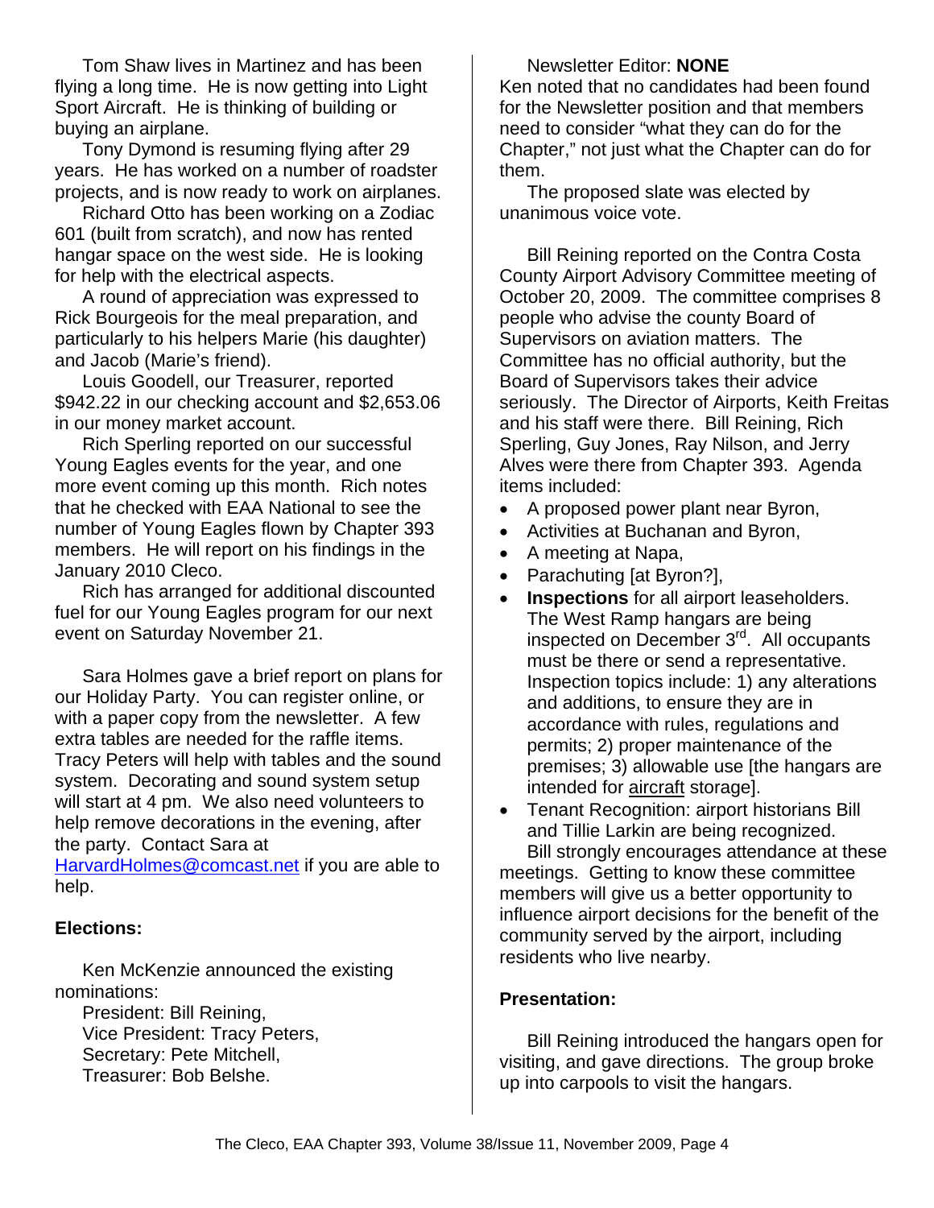Tom Shaw lives in Martinez and has been flying a long time. He is now getting into Light Sport Aircraft. He is thinking of building or buying an airplane.

Tony Dymond is resuming flying after 29 years. He has worked on a number of roadster projects, and is now ready to work on airplanes.

Richard Otto has been working on a Zodiac 601 (built from scratch), and now has rented hangar space on the west side. He is looking for help with the electrical aspects.

A round of appreciation was expressed to Rick Bourgeois for the meal preparation, and particularly to his helpers Marie (his daughter) and Jacob (Marie's friend).

Louis Goodell, our Treasurer, reported $942.22 in our checking account and $2,653.06 in our money market account.

Rich Sperling reported on our successful Young Eagles events for the year, and one more event coming up this month. Rich notes that he checked with EAA National to see the number of Young Eagles flown by Chapter 393 members. He will report on his findings in the January 2010 Cleco.

Rich has arranged for additional discounted fuel for our Young Eagles program for our next event on Saturday November 21.

Sara Holmes gave a brief report on plans for our Holiday Party. You can register online, or with a paper copy from the newsletter. A few extra tables are needed for the raffle items. Tracy Peters will help with tables and the sound system. Decorating and sound system setup will start at 4 pm. We also need volunteers to help remove decorations in the evening, after the party. Contact Sara at HarvardHolmes@comcast.net if you are able to help.

**Elections:**

Ken McKenzie announced the existing nominations:

President: Bill Reining,
Vice President: Tracy Peters,
Secretary: Pete Mitchell,
Treasurer: Bob Belshe.

Newsletter Editor: **NONE**

Ken noted that no candidates had been found for the Newsletter position and that members need to consider "what they can do for the Chapter," not just what the Chapter can do for them.

The proposed slate was elected by unanimous voice vote.

Bill Reining reported on the Contra Costa County Airport Advisory Committee meeting of October 20, 2009. The committee comprises 8 people who advise the county Board of Supervisors on aviation matters. The Committee has no official authority, but the Board of Supervisors takes their advice seriously. The Director of Airports, Keith Freitas and his staff were there. Bill Reining, Rich Sperling, Guy Jones, Ray Nilson, and Jerry Alves were there from Chapter 393. Agenda items included:

- A proposed power plant near Byron,
- Activities at Buchanan and Byron,
- A meeting at Napa,
- Parachuting [at Byron?],
- **Inspections** for all airport leaseholders. The West Ramp hangars are being inspected on December 3rd. All occupants must be there or send a representative. Inspection topics include: 1) any alterations and additions, to ensure they are in accordance with rules, regulations and permits; 2) proper maintenance of the premises; 3) allowable use [the hangars are intended for aircraft storage].
- Tenant Recognition: airport historians Bill and Tillie Larkin are being recognized.

Bill strongly encourages attendance at these meetings. Getting to know these committee members will give us a better opportunity to influence airport decisions for the benefit of the community served by the airport, including residents who live nearby.

**Presentation:**

Bill Reining introduced the hangars open for visiting, and gave directions. The group broke up into carpools to visit the hangars.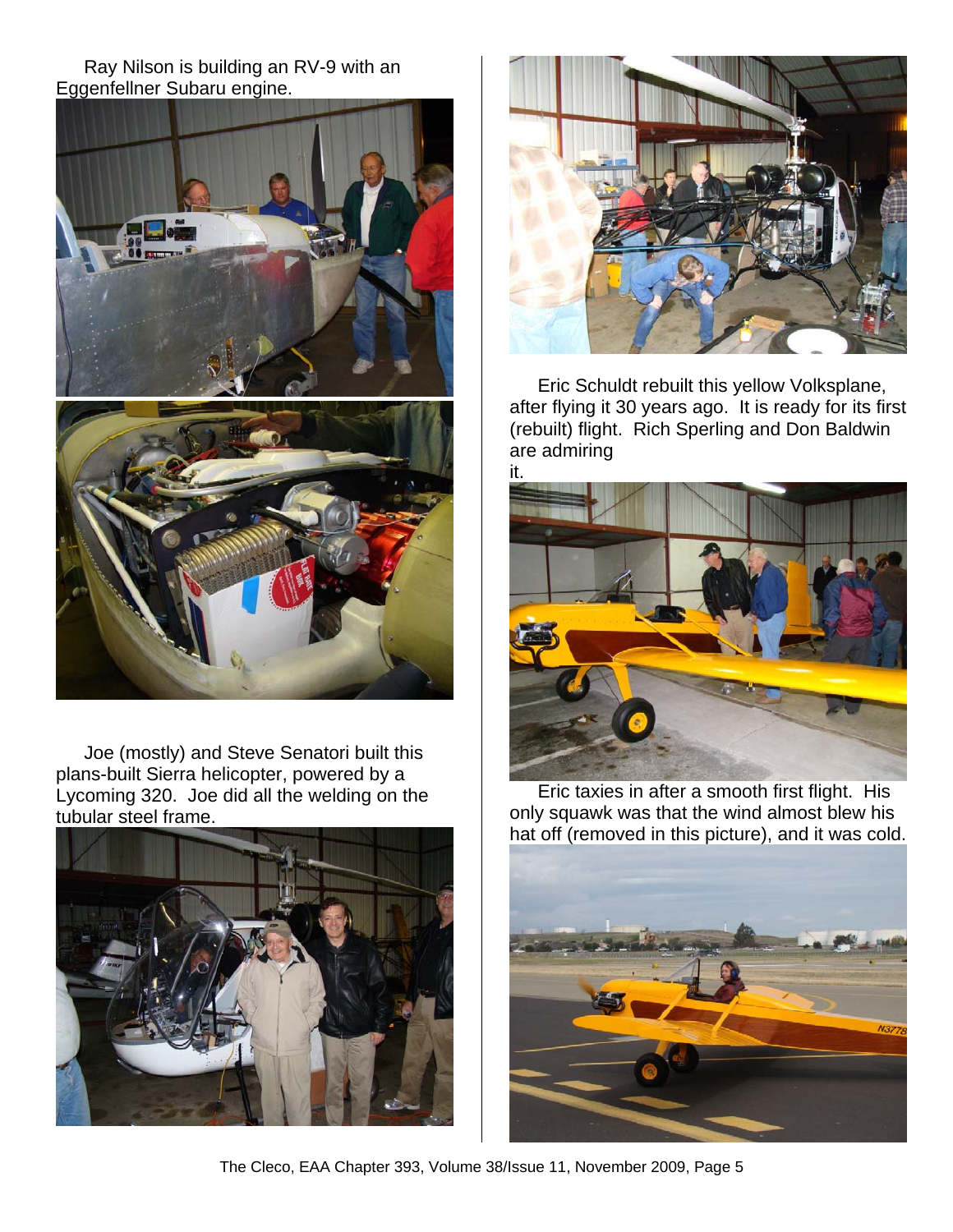Ray Nilson is building an RV-9 with an Eggenfellner Subaru engine.

Joe (mostly) and Steve Senatori built this plans-built Sierra helicopter, powered by a Lycoming 320. Joe did all the welding on the tubular steel frame.

Eric Schuldt rebuilt this yellow Volksplane, after flying it 30 years ago. It is ready for its first (rebuilt) flight. Rich Sperling and Don Baldwin are admiring it.

Eric taxies in after a smooth first flight. His only squawk was that the wind almost blew his hat off (removed in this picture), and it was cold.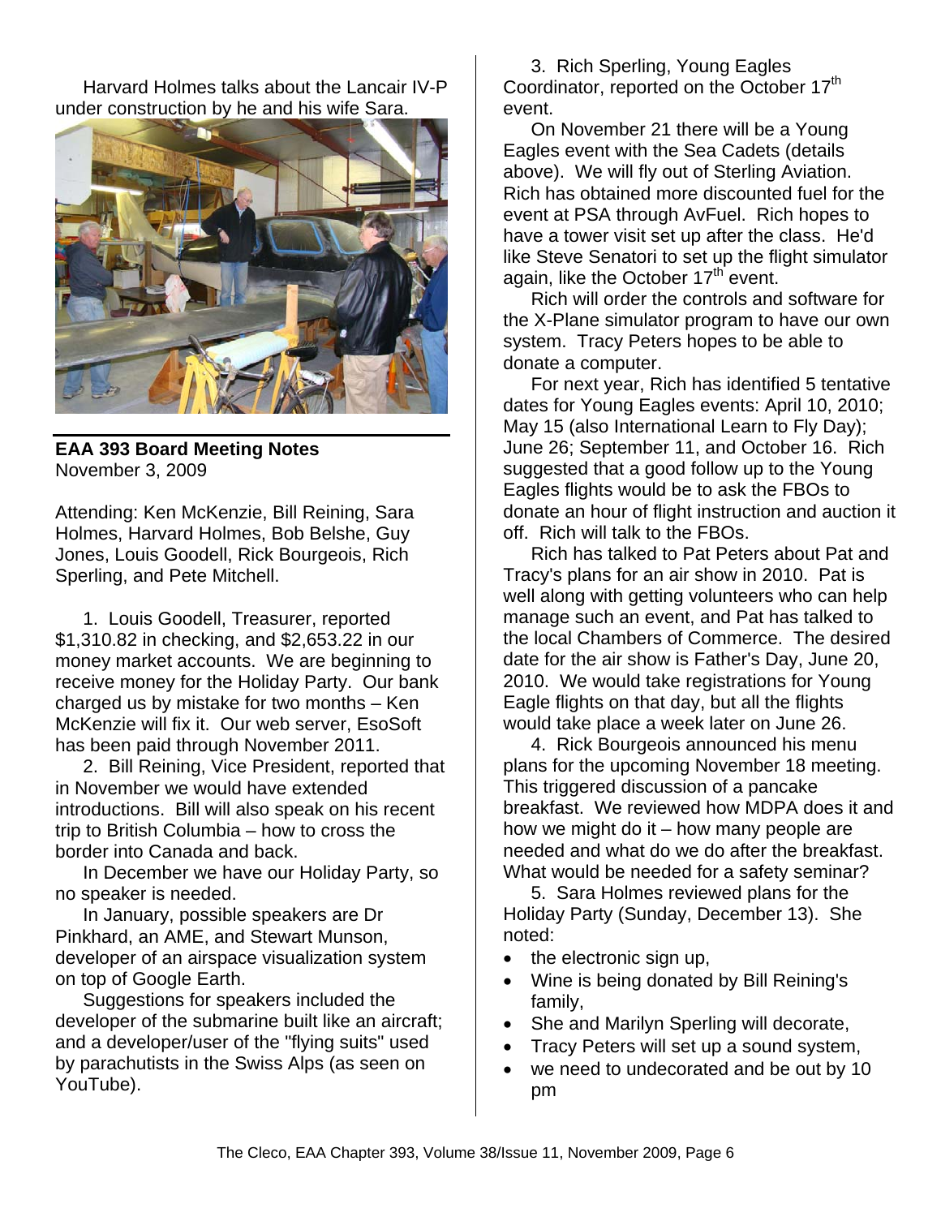Harvard Holmes talks about the Lancair IV-P under construction by he and his wife Sara.

## EAA 393 Board Meeting Notes

November 3, 2009

Attending: Ken McKenzie, Bill Reining, Sara Holmes, Harvard Holmes, Bob Belshe, Guy Jones, Louis Goodell, Rick Bourgeois, Rich Sperling, and Pete Mitchell.

1. Louis Goodell, Treasurer, reported \$1,310.82 in checking, and \$2,653.22 in our money market accounts. We are beginning to receive money for the Holiday Party. Our bank charged us by mistake for two months – Ken McKenzie will fix it. Our web server, EsoSoft has been paid through November 2011.

2. Bill Reining, Vice President, reported that in November we would have extended introductions. Bill will also speak on his recent trip to British Columbia – how to cross the border into Canada and back.

In December we have our Holiday Party, so no speaker is needed.

In January, possible speakers are Dr Pinkhard, an AME, and Stewart Munson, developer of an airspace visualization system on top of Google Earth.

Suggestions for speakers included the developer of the submarine built like an aircraft; and a developer/user of the "flying suits" used by parachutists in the Swiss Alps (as seen on YouTube).

3. Rich Sperling, Young Eagles Coordinator, reported on the October 17th event.

On November 21 there will be a Young Eagles event with the Sea Cadets (details above). We will fly out of Sterling Aviation. Rich has obtained more discounted fuel for the event at PSA through AvFuel. Rich hopes to have a tower visit set up after the class. He'd like Steve Senatori to set up the flight simulator again, like the October 17th event.

Rich will order the controls and software for the X-Plane simulator program to have our own system. Tracy Peters hopes to be able to donate a computer.

For next year, Rich has identified 5 tentative dates for Young Eagles events: April 10, 2010; May 15 (also International Learn to Fly Day); June 26; September 11, and October 16. Rich suggested that a good follow up to the Young Eagles flights would be to ask the FBOs to donate an hour of flight instruction and auction it off. Rich will talk to the FBOs.

Rich has talked to Pat Peters about Pat and Tracy's plans for an air show in 2010. Pat is well along with getting volunteers who can help manage such an event, and Pat has talked to the local Chambers of Commerce. The desired date for the air show is Father's Day, June 20, 2010. We would take registrations for Young Eagle flights on that day, but all the flights would take place a week later on June 26.

4. Rick Bourgeois announced his menu plans for the upcoming November 18 meeting. This triggered discussion of a pancake breakfast. We reviewed how MDPA does it and how we might do it – how many people are needed and what do we do after the breakfast. What would be needed for a safety seminar?

5. Sara Holmes reviewed plans for the Holiday Party (Sunday, December 13). She noted:

- the electronic sign up,
- Wine is being donated by Bill Reining's family,
- She and Marilyn Sperling will decorate,
- Tracy Peters will set up a sound system,
- we need to undecorated and be out by 10 pm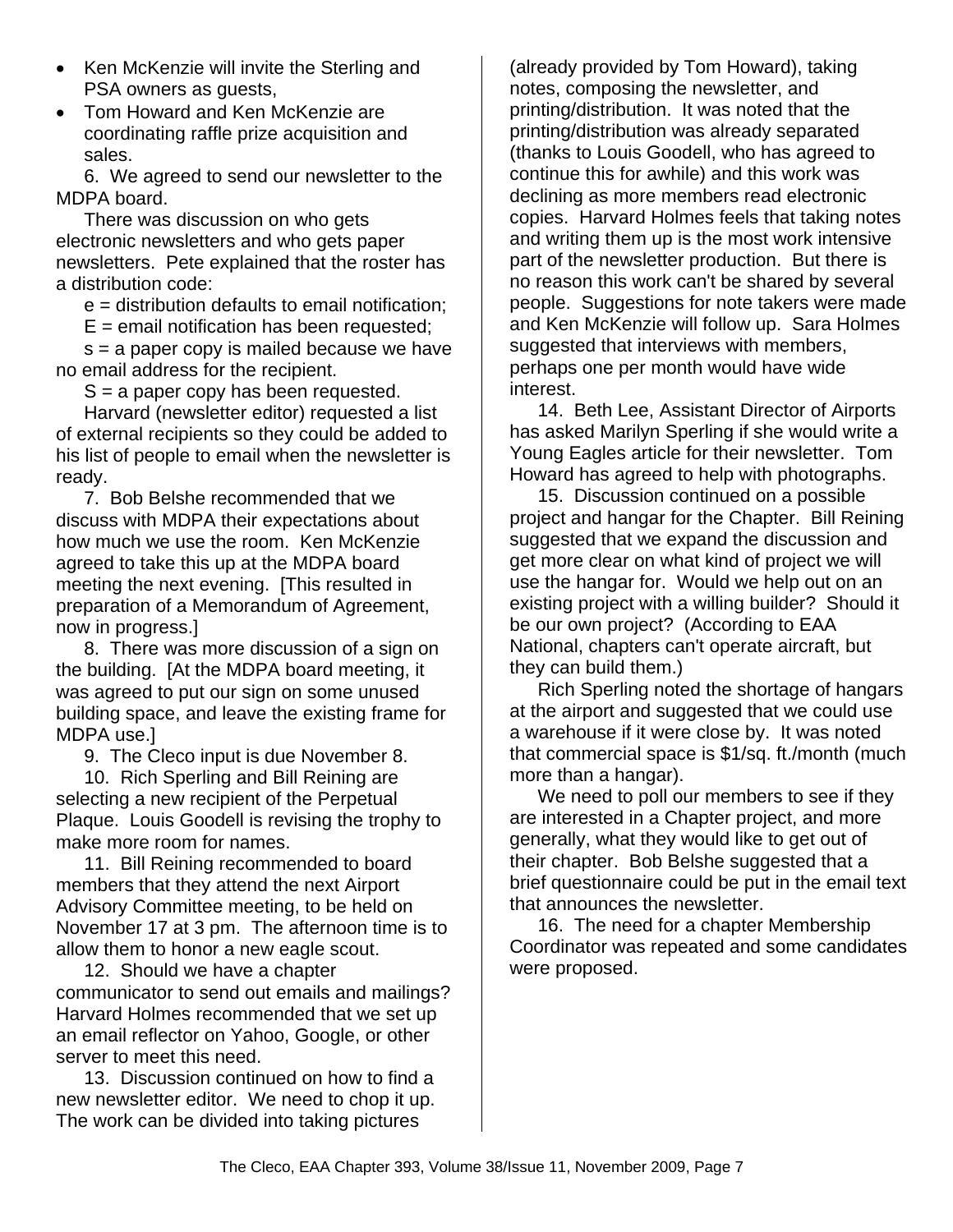- Ken McKenzie will invite the Sterling and PSA owners as guests,
- Tom Howard and Ken McKenzie are coordinating raffle prize acquisition and sales.

6. We agreed to send our newsletter to the MDPA board.

There was discussion on who gets electronic newsletters and who gets paper newsletters. Pete explained that the roster has a distribution code:

e = distribution defaults to email notification;

E = email notification has been requested;

s = a paper copy is mailed because we have no email address for the recipient.

S = a paper copy has been requested.

Harvard (newsletter editor) requested a list of external recipients so they could be added to his list of people to email when the newsletter is ready.

7. Bob Belshe recommended that we discuss with MDPA their expectations about how much we use the room. Ken McKenzie agreed to take this up at the MDPA board meeting the next evening. [This resulted in preparation of a Memorandum of Agreement, now in progress.]

8. There was more discussion of a sign on the building. [At the MDPA board meeting, it was agreed to put our sign on some unused building space, and leave the existing frame for MDPA use.]

9. The Cleco input is due November 8.

10. Rich Sperling and Bill Reining are selecting a new recipient of the Perpetual Plaque. Louis Goodell is revising the trophy to make more room for names.

11. Bill Reining recommended to board members that they attend the next Airport Advisory Committee meeting, to be held on November 17 at 3 pm. The afternoon time is to allow them to honor a new eagle scout.

12. Should we have a chapter communicator to send out emails and mailings? Harvard Holmes recommended that we set up an email reflector on Yahoo, Google, or other server to meet this need.

13. Discussion continued on how to find a new newsletter editor. We need to chop it up. The work can be divided into taking pictures (already provided by Tom Howard), taking notes, composing the newsletter, and printing/distribution. It was noted that the printing/distribution was already separated (thanks to Louis Goodell, who has agreed to continue this for awhile) and this work was declining as more members read electronic copies. Harvard Holmes feels that taking notes and writing them up is the most work intensive part of the newsletter production. But there is no reason this work can't be shared by several people. Suggestions for note takers were made and Ken McKenzie will follow up. Sara Holmes suggested that interviews with members, perhaps one per month would have wide interest.

14. Beth Lee, Assistant Director of Airports has asked Marilyn Sperling if she would write a Young Eagles article for their newsletter. Tom Howard has agreed to help with photographs.

15. Discussion continued on a possible project and hangar for the Chapter. Bill Reining suggested that we expand the discussion and get more clear on what kind of project we will use the hangar for. Would we help out on an existing project with a willing builder? Should it be our own project? (According to EAA National, chapters can't operate aircraft, but they can build them.)

Rich Sperling noted the shortage of hangars at the airport and suggested that we could use a warehouse if it were close by. It was noted that commercial space is $1/sq. ft./month (much more than a hangar).

We need to poll our members to see if they are interested in a Chapter project, and more generally, what they would like to get out of their chapter. Bob Belshe suggested that a brief questionnaire could be put in the email text that announces the newsletter.

16. The need for a chapter Membership Coordinator was repeated and some candidates were proposed.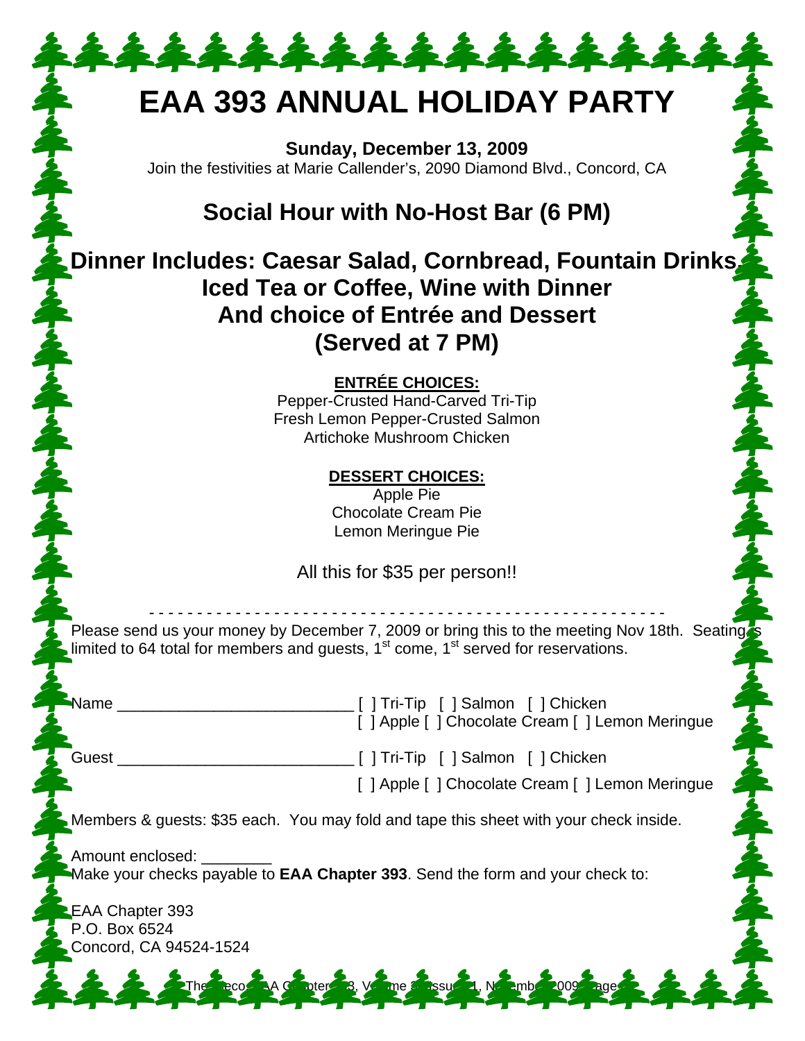# EAA 393 ANNUAL HOLIDAY PARTY

**Sunday, December 13, 2009**

Join the festivities at Marie Callender's, 2090 Diamond Blvd., Concord, CA

## Social Hour with No-Host Bar (6 PM)

## Dinner Includes: Caesar Salad, Cornbread, Fountain Drinks, Iced Tea or Coffee, Wine with Dinner And choice of Entrée and Dessert (Served at 7 PM)

**ENTRÉE CHOICES:**

Pepper-Crusted Hand-Carved Tri-Tip
Fresh Lemon Pepper-Crusted Salmon
Artichoke Mushroom Chicken

**DESSERT CHOICES:**

Apple Pie
Chocolate Cream Pie
Lemon Meringue Pie

All this for $35 per person!!

- - - - - - - - - - - - - - - - - - - - - - - - - - - - - - - - - - - - - - - - - - - - - - - - - - - -

Please send us your money by December 7, 2009 or bring this to the meeting Nov 18th. Seating is limited to 64 total for members and guests, 1st come, 1st served for reservations.

Name ___________________________ [ ] Tri-Tip [ ] Salmon [ ] Chicken
[ ] Apple [ ] Chocolate Cream [ ] Lemon Meringue

Guest ___________________________ [ ] Tri-Tip [ ] Salmon [ ] Chicken
[ ] Apple [ ] Chocolate Cream [ ] Lemon Meringue

Members & guests: $35 each. You may fold and tape this sheet with your check inside.

Amount enclosed: ________

Make your checks payable to **EAA Chapter 393**. Send the form and your check to:

EAA Chapter 393
P.O. Box 6524
Concord, CA 94524-1524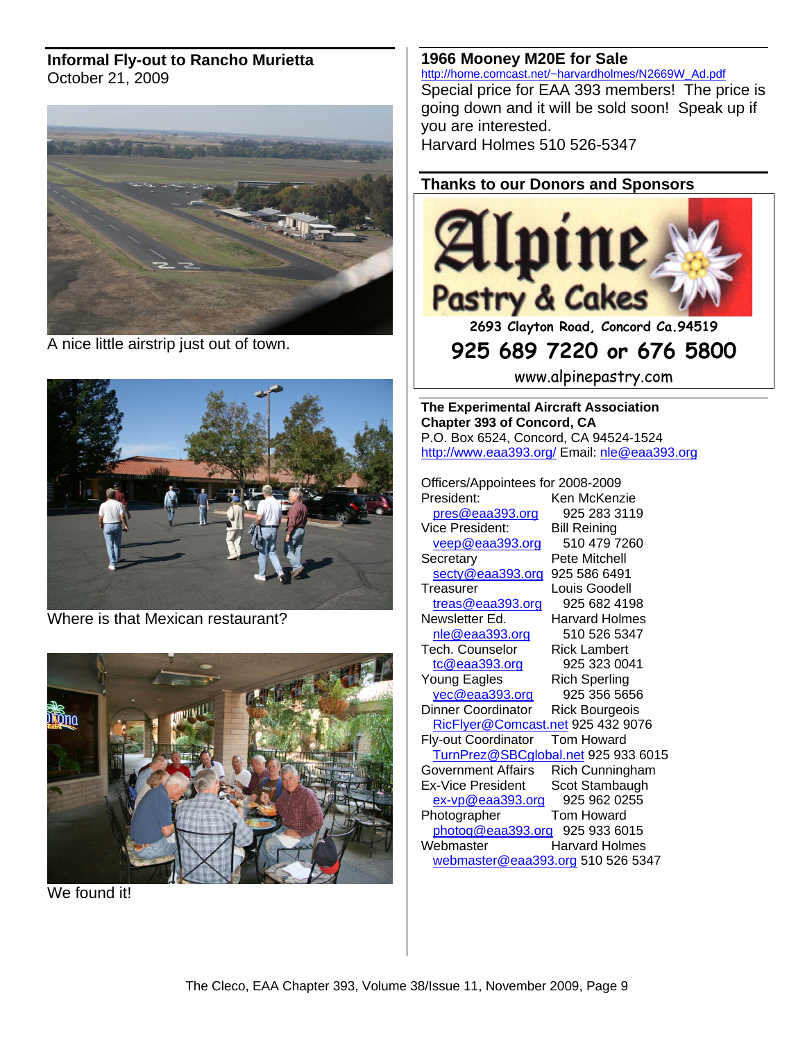## Informal Fly-out to Rancho Murietta

October 21, 2009

A nice little airstrip just out of town.

Where is that Mexican restaurant?

We found it!

## 1966 Mooney M20E for Sale

http://home.comcast.net/~harvardholmes/N2669W_Ad.pdf

Special price for EAA 393 members! The price is going down and it will be sold soon! Speak up if you are interested.

Harvard Holmes 510 526-5347

## Thanks to our Donors and Sponsors

**Alpine Pastry & Cakes**

2693 Clayton Road, Concord Ca.94519

**925 689 7220 or 676 5800**

www.alpinepastry.com

**The Experimental Aircraft Association**
**Chapter 393 of Concord, CA**
P.O. Box 6524, Concord, CA 94524-1524
http://www.eaa393.org/ Email: nle@eaa393.org

Officers/Appointees for 2008-2009

| Position | Name / Phone |
|---|---|
| President: | Ken McKenzie |
| pres@eaa393.org | 925 283 3119 |
| Vice President: | Bill Reining |
| veep@eaa393.org | 510 479 7260 |
| Secretary | Pete Mitchell |
| secty@eaa393.org | 925 586 6491 |
| Treasurer | Louis Goodell |
| treas@eaa393.org | 925 682 4198 |
| Newsletter Ed. | Harvard Holmes |
| nle@eaa393.org | 510 526 5347 |
| Tech. Counselor | Rick Lambert |
| tc@eaa393.org | 925 323 0041 |
| Young Eagles | Rich Sperling |
| yec@eaa393.org | 925 356 5656 |
| Dinner Coordinator | Rick Bourgeois |
| RicFlyer@Comcast.net | 925 432 9076 |
| Fly-out Coordinator | Tom Howard |
| TurnPrez@SBCglobal.net | 925 933 6015 |
| Government Affairs | Rich Cunningham |
| Ex-Vice President | Scot Stambaugh |
| ex-vp@eaa393.org | 925 962 0255 |
| Photographer | Tom Howard |
| photog@eaa393.org | 925 933 6015 |
| Webmaster | Harvard Holmes |
| webmaster@eaa393.org | 510 526 5347 |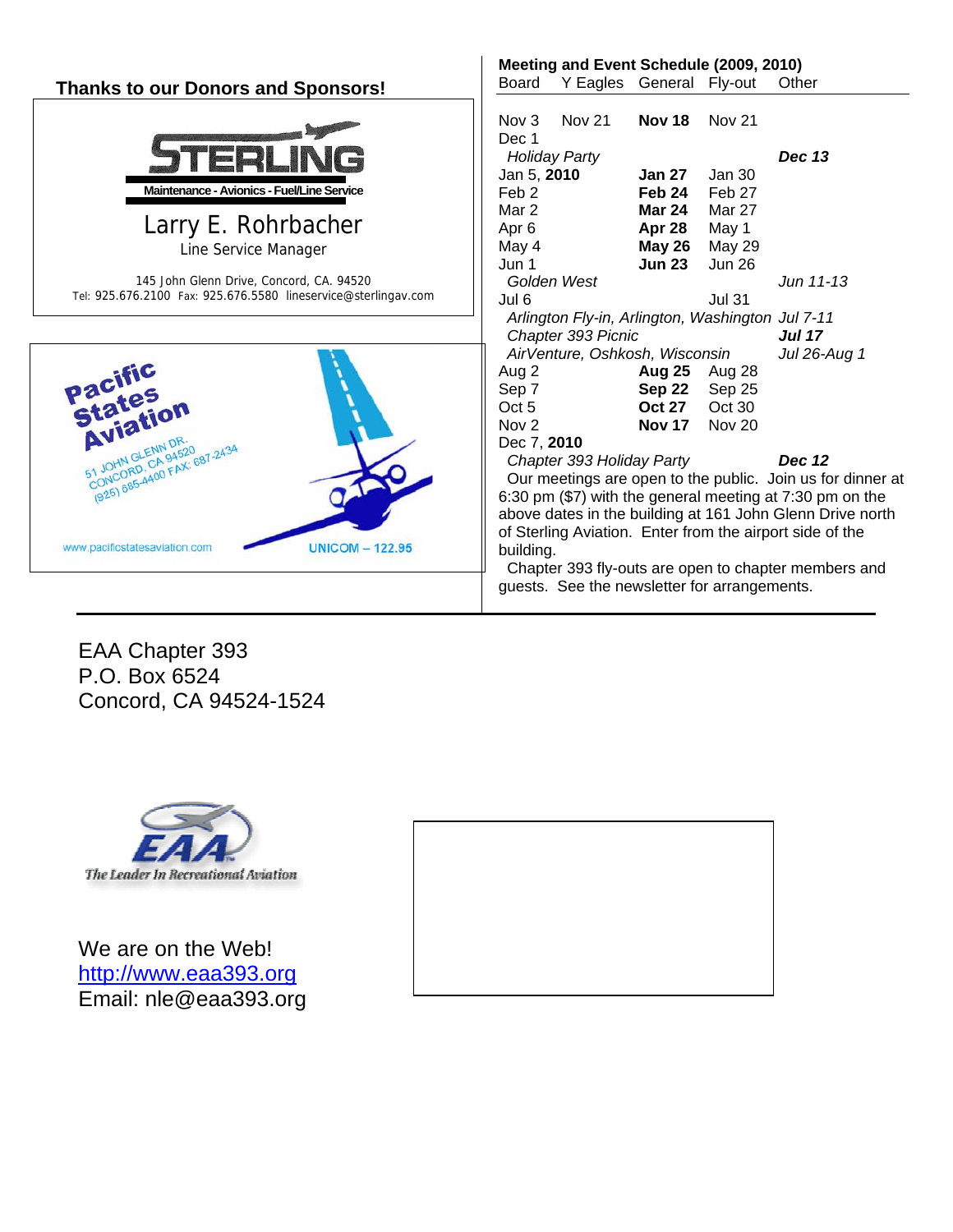## Thanks to our Donors and Sponsors!

STERLING

Maintenance - Avionics - Fuel/Line Service

Larry E. Rohrbacher
Line Service Manager

145 John Glenn Drive, Concord, CA. 94520
Tel: 925.676.2100 Fax: 925.676.5580 lineservice@sterlingav.com

Pacific States Aviation
51 JOHN GLENN DR.
CONCORD, CA 94520
(925) 685-4400 FAX: 687-2434

www.pacificstatesaviation.com
UNICOM – 122.95

## Meeting and Event Schedule (2009, 2010)

| Board | Y Eagles | General | Fly-out | Other |
|---|---|---|---|---|
| Nov 3 | Nov 21 | **Nov 18** | Nov 21 | |
| Dec 1 | | | | |
| *Holiday Party* | | | | ***Dec 13*** |
| Jan 5, **2010** | | **Jan 27** | Jan 30 | |
| Feb 2 | | **Feb 24** | Feb 27 | |
| Mar 2 | | **Mar 24** | Mar 27 | |
| Apr 6 | | **Apr 28** | May 1 | |
| May 4 | | **May 26** | May 29 | |
| Jun 1 | | **Jun 23** | Jun 26 | |
| *Golden West* | | | | *Jun 11-13* |
| Jul 6 | | | Jul 31 | |
| *Arlington Fly-in, Arlington, Washington* | | | | *Jul 7-11* |
| *Chapter 393 Picnic* | | | | ***Jul 17*** |
| *AirVenture, Oshkosh, Wisconsin* | | | | *Jul 26-Aug 1* |
| Aug 2 | | **Aug 25** | Aug 28 | |
| Sep 7 | | **Sep 22** | Sep 25 | |
| Oct 5 | | **Oct 27** | Oct 30 | |
| Nov 2 | | **Nov 17** | Nov 20 | |
| Dec 7, **2010** | | | | |
| *Chapter 393 Holiday Party* | | | | ***Dec 12*** |

Our meetings are open to the public. Join us for dinner at 6:30 pm ($7) with the general meeting at 7:30 pm on the above dates in the building at 161 John Glenn Drive north of Sterling Aviation. Enter from the airport side of the building.

Chapter 393 fly-outs are open to chapter members and guests. See the newsletter for arrangements.

---

EAA Chapter 393
P.O. Box 6524
Concord, CA 94524-1524

EAA
The Leader In Recreational Aviation

We are on the Web!
http://www.eaa393.org
Email: nle@eaa393.org